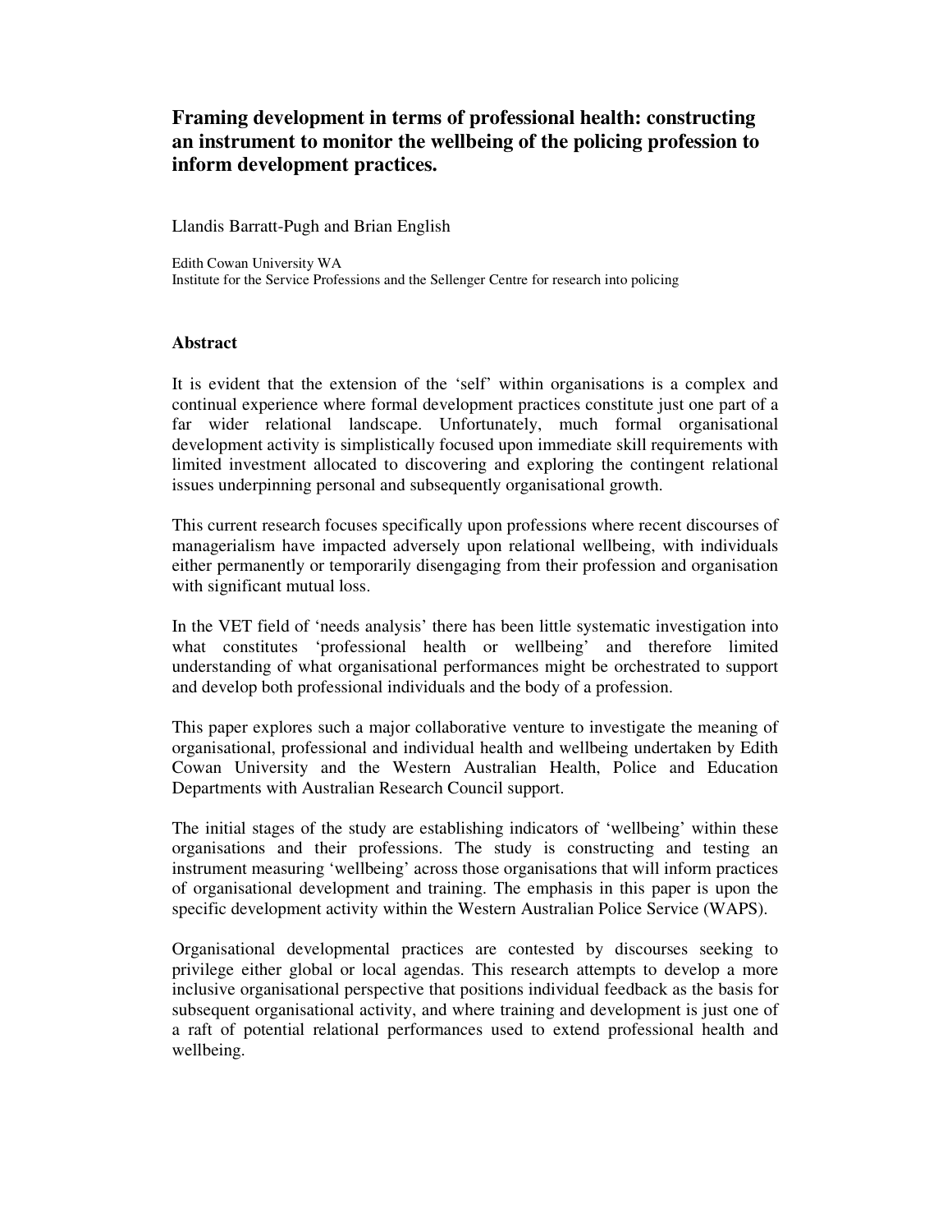# Framing development in terms of professional health: constructing an instrument to monitor the wellbeing of the policing profession to inform development practices.

Llandis Barratt-Pugh and Brian English

Edith Cowan University WA
Institute for the Service Professions and the Sellenger Centre for research into policing

## Abstract

It is evident that the extension of the 'self' within organisations is a complex and continual experience where formal development practices constitute just one part of a far wider relational landscape. Unfortunately, much formal organisational development activity is simplistically focused upon immediate skill requirements with limited investment allocated to discovering and exploring the contingent relational issues underpinning personal and subsequently organisational growth.

This current research focuses specifically upon professions where recent discourses of managerialism have impacted adversely upon relational wellbeing, with individuals either permanently or temporarily disengaging from their profession and organisation with significant mutual loss.

In the VET field of 'needs analysis' there has been little systematic investigation into what constitutes 'professional health or wellbeing' and therefore limited understanding of what organisational performances might be orchestrated to support and develop both professional individuals and the body of a profession.

This paper explores such a major collaborative venture to investigate the meaning of organisational, professional and individual health and wellbeing undertaken by Edith Cowan University and the Western Australian Health, Police and Education Departments with Australian Research Council support.

The initial stages of the study are establishing indicators of 'wellbeing' within these organisations and their professions. The study is constructing and testing an instrument measuring 'wellbeing' across those organisations that will inform practices of organisational development and training. The emphasis in this paper is upon the specific development activity within the Western Australian Police Service (WAPS).

Organisational developmental practices are contested by discourses seeking to privilege either global or local agendas. This research attempts to develop a more inclusive organisational perspective that positions individual feedback as the basis for subsequent organisational activity, and where training and development is just one of a raft of potential relational performances used to extend professional health and wellbeing.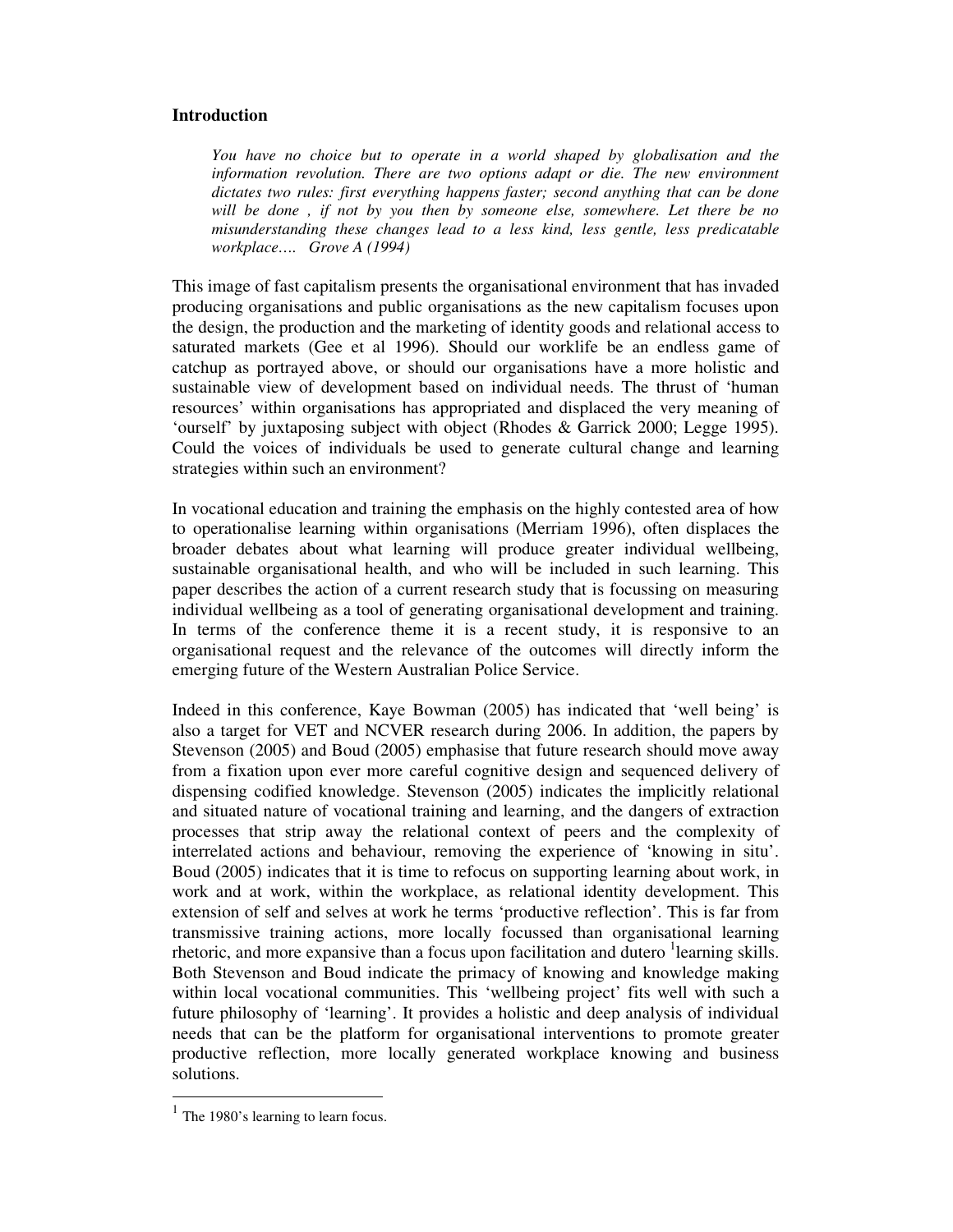### Introduction

> *You have no choice but to operate in a world shaped by globalisation and the information revolution. There are two options adapt or die. The new environment dictates two rules: first everything happens faster; second anything that can be done will be done , if not by you then by someone else, somewhere. Let there be no misunderstanding these changes lead to a less kind, less gentle, less predicatable workplace…. Grove A (1994)*

This image of fast capitalism presents the organisational environment that has invaded producing organisations and public organisations as the new capitalism focuses upon the design, the production and the marketing of identity goods and relational access to saturated markets (Gee et al 1996). Should our worklife be an endless game of catchup as portrayed above, or should our organisations have a more holistic and sustainable view of development based on individual needs. The thrust of 'human resources' within organisations has appropriated and displaced the very meaning of 'ourself' by juxtaposing subject with object (Rhodes & Garrick 2000; Legge 1995). Could the voices of individuals be used to generate cultural change and learning strategies within such an environment?

In vocational education and training the emphasis on the highly contested area of how to operationalise learning within organisations (Merriam 1996), often displaces the broader debates about what learning will produce greater individual wellbeing, sustainable organisational health, and who will be included in such learning. This paper describes the action of a current research study that is focussing on measuring individual wellbeing as a tool of generating organisational development and training. In terms of the conference theme it is a recent study, it is responsive to an organisational request and the relevance of the outcomes will directly inform the emerging future of the Western Australian Police Service.

Indeed in this conference, Kaye Bowman (2005) has indicated that 'well being' is also a target for VET and NCVER research during 2006. In addition, the papers by Stevenson (2005) and Boud (2005) emphasise that future research should move away from a fixation upon ever more careful cognitive design and sequenced delivery of dispensing codified knowledge. Stevenson (2005) indicates the implicitly relational and situated nature of vocational training and learning, and the dangers of extraction processes that strip away the relational context of peers and the complexity of interrelated actions and behaviour, removing the experience of 'knowing in situ'. Boud (2005) indicates that it is time to refocus on supporting learning about work, in work and at work, within the workplace, as relational identity development. This extension of self and selves at work he terms 'productive reflection'. This is far from transmissive training actions, more locally focussed than organisational learning rhetoric, and more expansive than a focus upon facilitation and dutero [1]learning skills. Both Stevenson and Boud indicate the primacy of knowing and knowledge making within local vocational communities. This 'wellbeing project' fits well with such a future philosophy of 'learning'. It provides a holistic and deep analysis of individual needs that can be the platform for organisational interventions to promote greater productive reflection, more locally generated workplace knowing and business solutions.

[1] The 1980's learning to learn focus.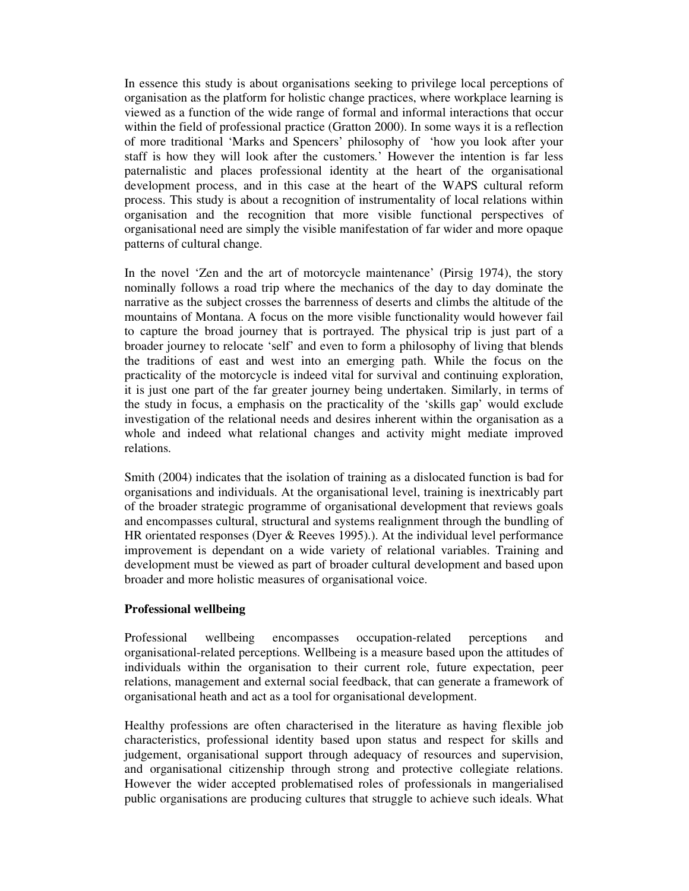In essence this study is about organisations seeking to privilege local perceptions of organisation as the platform for holistic change practices, where workplace learning is viewed as a function of the wide range of formal and informal interactions that occur within the field of professional practice (Gratton 2000). In some ways it is a reflection of more traditional 'Marks and Spencers' philosophy of 'how you look after your staff is how they will look after the customers.' However the intention is far less paternalistic and places professional identity at the heart of the organisational development process, and in this case at the heart of the WAPS cultural reform process. This study is about a recognition of instrumentality of local relations within organisation and the recognition that more visible functional perspectives of organisational need are simply the visible manifestation of far wider and more opaque patterns of cultural change.

In the novel 'Zen and the art of motorcycle maintenance' (Pirsig 1974), the story nominally follows a road trip where the mechanics of the day to day dominate the narrative as the subject crosses the barrenness of deserts and climbs the altitude of the mountains of Montana. A focus on the more visible functionality would however fail to capture the broad journey that is portrayed. The physical trip is just part of a broader journey to relocate 'self' and even to form a philosophy of living that blends the traditions of east and west into an emerging path. While the focus on the practicality of the motorcycle is indeed vital for survival and continuing exploration, it is just one part of the far greater journey being undertaken. Similarly, in terms of the study in focus, a emphasis on the practicality of the 'skills gap' would exclude investigation of the relational needs and desires inherent within the organisation as a whole and indeed what relational changes and activity might mediate improved relations.

Smith (2004) indicates that the isolation of training as a dislocated function is bad for organisations and individuals. At the organisational level, training is inextricably part of the broader strategic programme of organisational development that reviews goals and encompasses cultural, structural and systems realignment through the bundling of HR orientated responses (Dyer & Reeves 1995).). At the individual level performance improvement is dependant on a wide variety of relational variables. Training and development must be viewed as part of broader cultural development and based upon broader and more holistic measures of organisational voice.

**Professional wellbeing**

Professional wellbeing encompasses occupation-related perceptions and organisational-related perceptions. Wellbeing is a measure based upon the attitudes of individuals within the organisation to their current role, future expectation, peer relations, management and external social feedback, that can generate a framework of organisational heath and act as a tool for organisational development.

Healthy professions are often characterised in the literature as having flexible job characteristics, professional identity based upon status and respect for skills and judgement, organisational support through adequacy of resources and supervision, and organisational citizenship through strong and protective collegiate relations. However the wider accepted problematised roles of professionals in mangerialised public organisations are producing cultures that struggle to achieve such ideals. What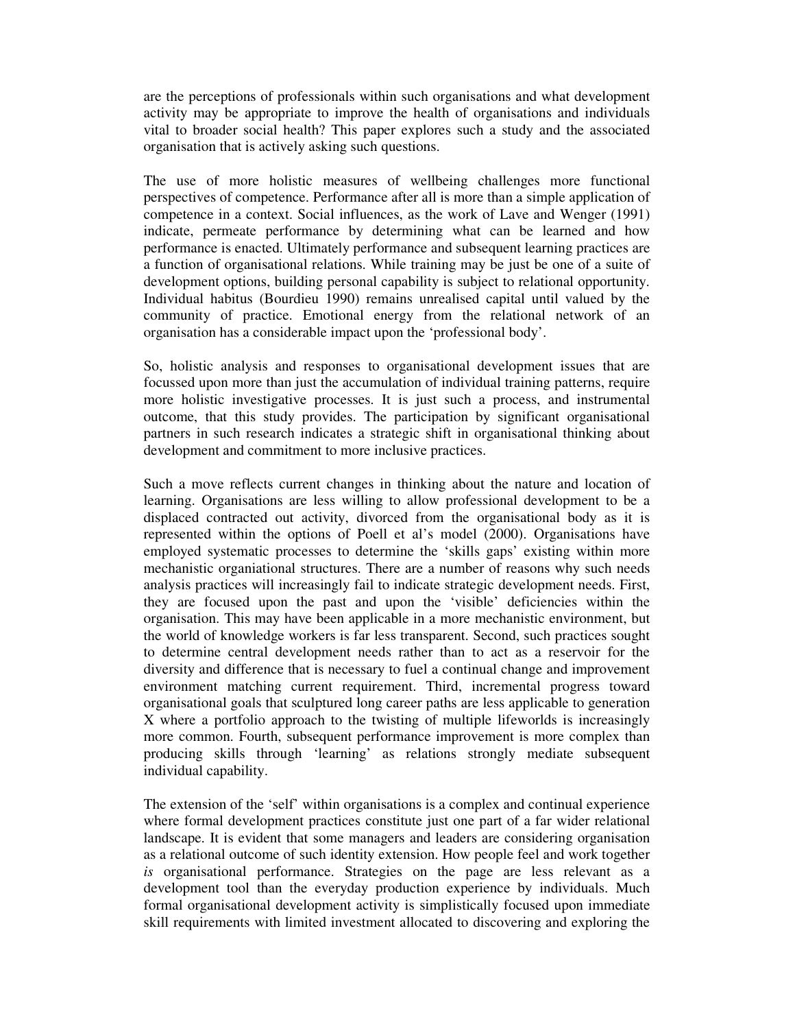are the perceptions of professionals within such organisations and what development activity may be appropriate to improve the health of organisations and individuals vital to broader social health? This paper explores such a study and the associated organisation that is actively asking such questions.

The use of more holistic measures of wellbeing challenges more functional perspectives of competence. Performance after all is more than a simple application of competence in a context. Social influences, as the work of Lave and Wenger (1991) indicate, permeate performance by determining what can be learned and how performance is enacted. Ultimately performance and subsequent learning practices are a function of organisational relations. While training may be just be one of a suite of development options, building personal capability is subject to relational opportunity. Individual habitus (Bourdieu 1990) remains unrealised capital until valued by the community of practice. Emotional energy from the relational network of an organisation has a considerable impact upon the 'professional body'.

So, holistic analysis and responses to organisational development issues that are focussed upon more than just the accumulation of individual training patterns, require more holistic investigative processes. It is just such a process, and instrumental outcome, that this study provides. The participation by significant organisational partners in such research indicates a strategic shift in organisational thinking about development and commitment to more inclusive practices.

Such a move reflects current changes in thinking about the nature and location of learning. Organisations are less willing to allow professional development to be a displaced contracted out activity, divorced from the organisational body as it is represented within the options of Poell et al's model (2000). Organisations have employed systematic processes to determine the 'skills gaps' existing within more mechanistic organiational structures. There are a number of reasons why such needs analysis practices will increasingly fail to indicate strategic development needs. First, they are focused upon the past and upon the 'visible' deficiencies within the organisation. This may have been applicable in a more mechanistic environment, but the world of knowledge workers is far less transparent. Second, such practices sought to determine central development needs rather than to act as a reservoir for the diversity and difference that is necessary to fuel a continual change and improvement environment matching current requirement. Third, incremental progress toward organisational goals that sculptured long career paths are less applicable to generation X where a portfolio approach to the twisting of multiple lifeworlds is increasingly more common. Fourth, subsequent performance improvement is more complex than producing skills through 'learning' as relations strongly mediate subsequent individual capability.

The extension of the 'self' within organisations is a complex and continual experience where formal development practices constitute just one part of a far wider relational landscape. It is evident that some managers and leaders are considering organisation as a relational outcome of such identity extension. How people feel and work together *is* organisational performance. Strategies on the page are less relevant as a development tool than the everyday production experience by individuals. Much formal organisational development activity is simplistically focused upon immediate skill requirements with limited investment allocated to discovering and exploring the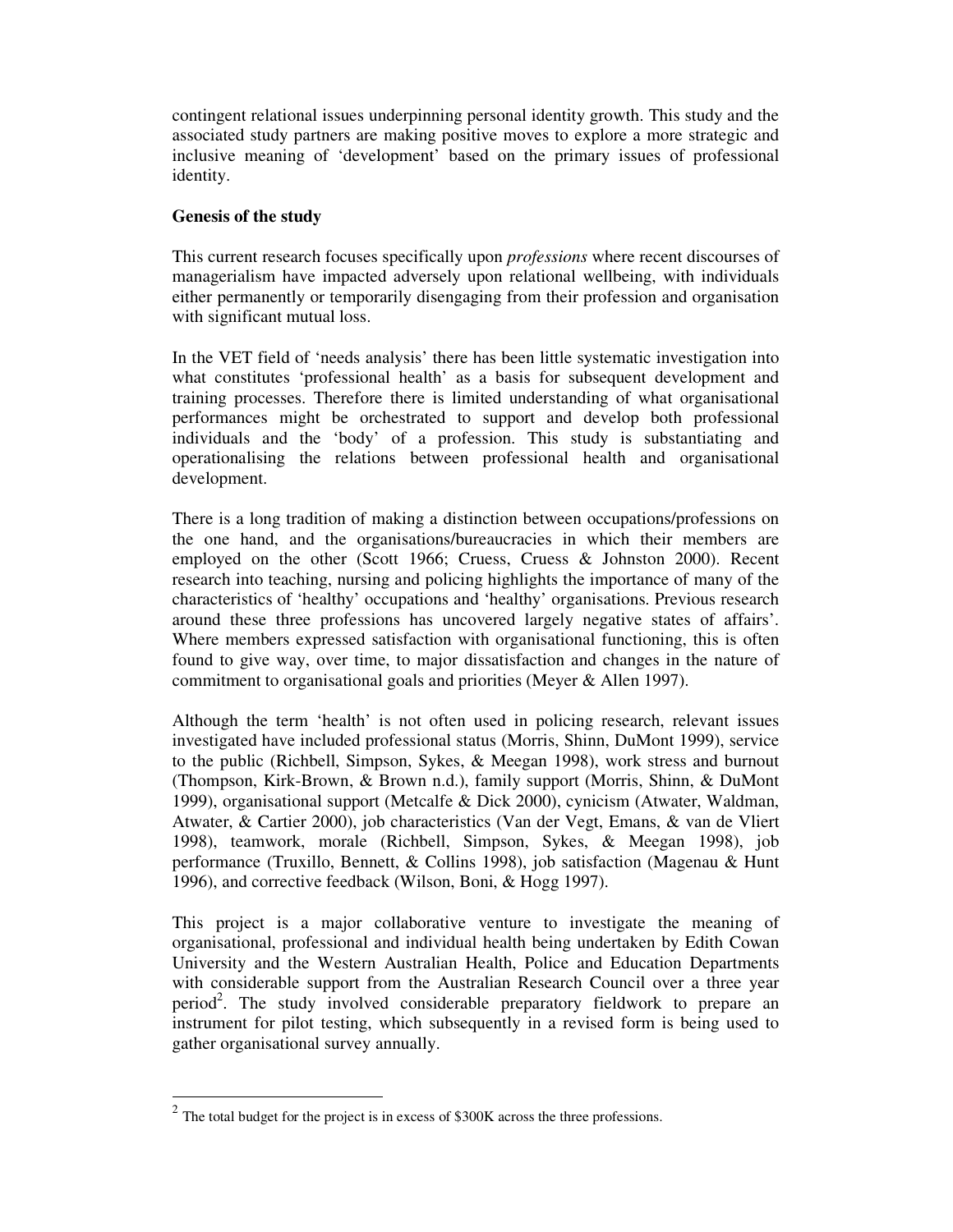contingent relational issues underpinning personal identity growth. This study and the associated study partners are making positive moves to explore a more strategic and inclusive meaning of 'development' based on the primary issues of professional identity.

**Genesis of the study**

This current research focuses specifically upon *professions* where recent discourses of managerialism have impacted adversely upon relational wellbeing, with individuals either permanently or temporarily disengaging from their profession and organisation with significant mutual loss.

In the VET field of 'needs analysis' there has been little systematic investigation into what constitutes 'professional health' as a basis for subsequent development and training processes. Therefore there is limited understanding of what organisational performances might be orchestrated to support and develop both professional individuals and the 'body' of a profession. This study is substantiating and operationalising the relations between professional health and organisational development.

There is a long tradition of making a distinction between occupations/professions on the one hand, and the organisations/bureaucracies in which their members are employed on the other (Scott 1966; Cruess, Cruess & Johnston 2000). Recent research into teaching, nursing and policing highlights the importance of many of the characteristics of 'healthy' occupations and 'healthy' organisations. Previous research around these three professions has uncovered largely negative states of affairs'. Where members expressed satisfaction with organisational functioning, this is often found to give way, over time, to major dissatisfaction and changes in the nature of commitment to organisational goals and priorities (Meyer & Allen 1997).

Although the term 'health' is not often used in policing research, relevant issues investigated have included professional status (Morris, Shinn, DuMont 1999), service to the public (Richbell, Simpson, Sykes, & Meegan 1998), work stress and burnout (Thompson, Kirk-Brown, & Brown n.d.), family support (Morris, Shinn, & DuMont 1999), organisational support (Metcalfe & Dick 2000), cynicism (Atwater, Waldman, Atwater, & Cartier 2000), job characteristics (Van der Vegt, Emans, & van de Vliert 1998), teamwork, morale (Richbell, Simpson, Sykes, & Meegan 1998), job performance (Truxillo, Bennett, & Collins 1998), job satisfaction (Magenau & Hunt 1996), and corrective feedback (Wilson, Boni, & Hogg 1997).

This project is a major collaborative venture to investigate the meaning of organisational, professional and individual health being undertaken by Edith Cowan University and the Western Australian Health, Police and Education Departments with considerable support from the Australian Research Council over a three year period[2]. The study involved considerable preparatory fieldwork to prepare an instrument for pilot testing, which subsequently in a revised form is being used to gather organisational survey annually.

---

[2] The total budget for the project is in excess of $300K across the three professions.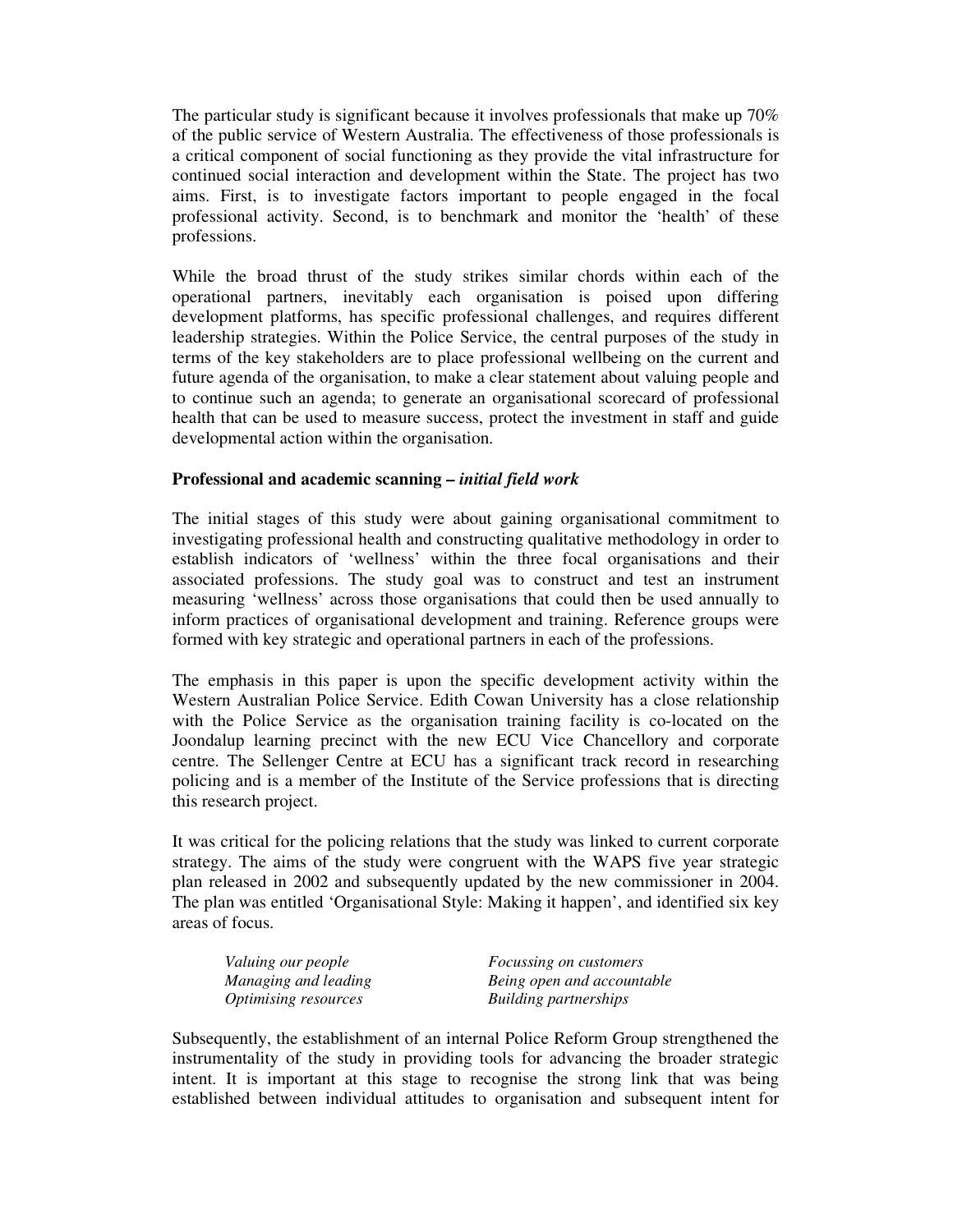The particular study is significant because it involves professionals that make up 70% of the public service of Western Australia. The effectiveness of those professionals is a critical component of social functioning as they provide the vital infrastructure for continued social interaction and development within the State. The project has two aims. First, is to investigate factors important to people engaged in the focal professional activity. Second, is to benchmark and monitor the 'health' of these professions.

While the broad thrust of the study strikes similar chords within each of the operational partners, inevitably each organisation is poised upon differing development platforms, has specific professional challenges, and requires different leadership strategies. Within the Police Service, the central purposes of the study in terms of the key stakeholders are to place professional wellbeing on the current and future agenda of the organisation, to make a clear statement about valuing people and to continue such an agenda; to generate an organisational scorecard of professional health that can be used to measure success, protect the investment in staff and guide developmental action within the organisation.

**Professional and academic scanning – *initial field work***

The initial stages of this study were about gaining organisational commitment to investigating professional health and constructing qualitative methodology in order to establish indicators of 'wellness' within the three focal organisations and their associated professions. The study goal was to construct and test an instrument measuring 'wellness' across those organisations that could then be used annually to inform practices of organisational development and training. Reference groups were formed with key strategic and operational partners in each of the professions.

The emphasis in this paper is upon the specific development activity within the Western Australian Police Service. Edith Cowan University has a close relationship with the Police Service as the organisation training facility is co-located on the Joondalup learning precinct with the new ECU Vice Chancellory and corporate centre. The Sellenger Centre at ECU has a significant track record in researching policing and is a member of the Institute of the Service professions that is directing this research project.

It was critical for the policing relations that the study was linked to current corporate strategy. The aims of the study were congruent with the WAPS five year strategic plan released in 2002 and subsequently updated by the new commissioner in 2004. The plan was entitled 'Organisational Style: Making it happen', and identified six key areas of focus.

*Valuing our people*
*Managing and leading*
*Optimising resources*
*Focussing on customers*
*Being open and accountable*
*Building partnerships*

Subsequently, the establishment of an internal Police Reform Group strengthened the instrumentality of the study in providing tools for advancing the broader strategic intent. It is important at this stage to recognise the strong link that was being established between individual attitudes to organisation and subsequent intent for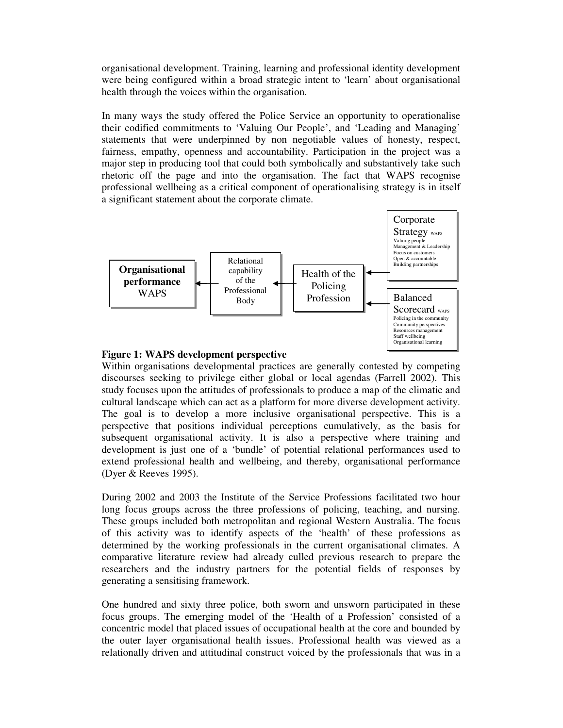organisational development. Training, learning and professional identity development were being configured within a broad strategic intent to 'learn' about organisational health through the voices within the organisation.

In many ways the study offered the Police Service an opportunity to operationalise their codified commitments to 'Valuing Our People', and 'Leading and Managing' statements that were underpinned by non negotiable values of honesty, respect, fairness, empathy, openness and accountability. Participation in the project was a major step in producing tool that could both symbolically and substantively take such rhetoric off the page and into the organisation. The fact that WAPS recognise professional wellbeing as a critical component of operationalising strategy is in itself a significant statement about the corporate climate.

**Organisational performance** WAPS ← Relational capability of the Professional Body ← Health of the Policing Profession ← Corporate Strategy WAPS (Valuing people; Management & Leadership; Focus on customers; Open & accountable; Building partnerships) / Balanced Scorecard WAPS (Policing in the community; Community perspectives; Resources management; Staff wellbeing; Organisational learning)

**Figure 1: WAPS development perspective**

Within organisations developmental practices are generally contested by competing discourses seeking to privilege either global or local agendas (Farrell 2002). This study focuses upon the attitudes of professionals to produce a map of the climatic and cultural landscape which can act as a platform for more diverse development activity. The goal is to develop a more inclusive organisational perspective. This is a perspective that positions individual perceptions cumulatively, as the basis for subsequent organisational activity. It is also a perspective where training and development is just one of a 'bundle' of potential relational performances used to extend professional health and wellbeing, and thereby, organisational performance (Dyer & Reeves 1995).

During 2002 and 2003 the Institute of the Service Professions facilitated two hour long focus groups across the three professions of policing, teaching, and nursing. These groups included both metropolitan and regional Western Australia. The focus of this activity was to identify aspects of the 'health' of these professions as determined by the working professionals in the current organisational climates. A comparative literature review had already culled previous research to prepare the researchers and the industry partners for the potential fields of responses by generating a sensitising framework.

One hundred and sixty three police, both sworn and unsworn participated in these focus groups. The emerging model of the 'Health of a Profession' consisted of a concentric model that placed issues of occupational health at the core and bounded by the outer layer organisational health issues. Professional health was viewed as a relationally driven and attitudinal construct voiced by the professionals that was in a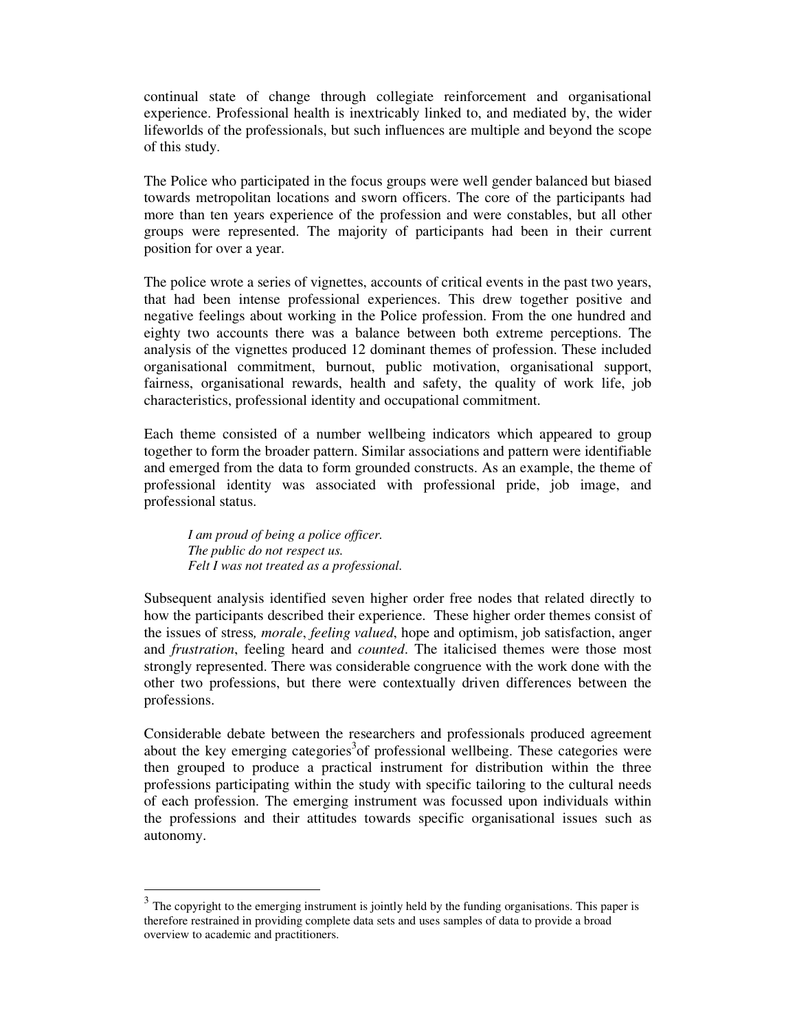continual state of change through collegiate reinforcement and organisational experience. Professional health is inextricably linked to, and mediated by, the wider lifeworlds of the professionals, but such influences are multiple and beyond the scope of this study.

The Police who participated in the focus groups were well gender balanced but biased towards metropolitan locations and sworn officers. The core of the participants had more than ten years experience of the profession and were constables, but all other groups were represented. The majority of participants had been in their current position for over a year.

The police wrote a series of vignettes, accounts of critical events in the past two years, that had been intense professional experiences. This drew together positive and negative feelings about working in the Police profession. From the one hundred and eighty two accounts there was a balance between both extreme perceptions. The analysis of the vignettes produced 12 dominant themes of profession. These included organisational commitment, burnout, public motivation, organisational support, fairness, organisational rewards, health and safety, the quality of work life, job characteristics, professional identity and occupational commitment.

Each theme consisted of a number wellbeing indicators which appeared to group together to form the broader pattern. Similar associations and pattern were identifiable and emerged from the data to form grounded constructs. As an example, the theme of professional identity was associated with professional pride, job image, and professional status.

> *I am proud of being a police officer.*
> *The public do not respect us.*
> *Felt I was not treated as a professional.*

Subsequent analysis identified seven higher order free nodes that related directly to how the participants described their experience. These higher order themes consist of the issues of stress*, morale*, *feeling valued*, hope and optimism, job satisfaction, anger and *frustration*, feeling heard and *counted*. The italicised themes were those most strongly represented. There was considerable congruence with the work done with the other two professions, but there were contextually driven differences between the professions.

Considerable debate between the researchers and professionals produced agreement about the key emerging categories[3] of professional wellbeing. These categories were then grouped to produce a practical instrument for distribution within the three professions participating within the study with specific tailoring to the cultural needs of each profession. The emerging instrument was focussed upon individuals within the professions and their attitudes towards specific organisational issues such as autonomy.

---

[3] The copyright to the emerging instrument is jointly held by the funding organisations. This paper is therefore restrained in providing complete data sets and uses samples of data to provide a broad overview to academic and practitioners.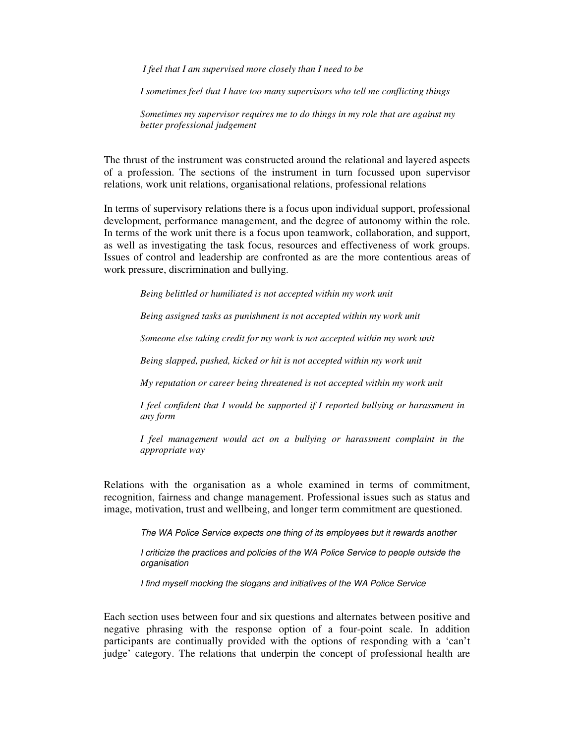*I feel that I am supervised more closely than I need to be*

*I sometimes feel that I have too many supervisors who tell me conflicting things*

*Sometimes my supervisor requires me to do things in my role that are against my better professional judgement*

The thrust of the instrument was constructed around the relational and layered aspects of a profession. The sections of the instrument in turn focussed upon supervisor relations, work unit relations, organisational relations, professional relations

In terms of supervisory relations there is a focus upon individual support, professional development, performance management, and the degree of autonomy within the role. In terms of the work unit there is a focus upon teamwork, collaboration, and support, as well as investigating the task focus, resources and effectiveness of work groups. Issues of control and leadership are confronted as are the more contentious areas of work pressure, discrimination and bullying.

*Being belittled or humiliated is not accepted within my work unit*

*Being assigned tasks as punishment is not accepted within my work unit*

*Someone else taking credit for my work is not accepted within my work unit*

*Being slapped, pushed, kicked or hit is not accepted within my work unit*

*My reputation or career being threatened is not accepted within my work unit*

*I feel confident that I would be supported if I reported bullying or harassment in any form*

*I feel management would act on a bullying or harassment complaint in the appropriate way*

Relations with the organisation as a whole examined in terms of commitment, recognition, fairness and change management. Professional issues such as status and image, motivation, trust and wellbeing, and longer term commitment are questioned.

*The WA Police Service expects one thing of its employees but it rewards another*

*I criticize the practices and policies of the WA Police Service to people outside the organisation*

*I find myself mocking the slogans and initiatives of the WA Police Service*

Each section uses between four and six questions and alternates between positive and negative phrasing with the response option of a four-point scale. In addition participants are continually provided with the options of responding with a 'can't judge' category. The relations that underpin the concept of professional health are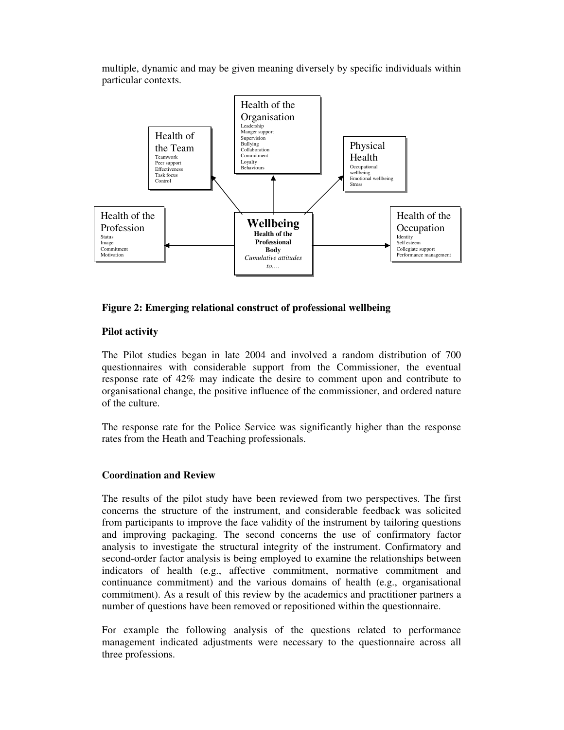multiple, dynamic and may be given meaning diversely by specific individuals within particular contexts.

**Wellbeing**
**Health of the Professional Body**
*Cumulative attitudes to….*

- Health of the Team: Teamwork, Peer support, Effectiveness, Task focus, Control
- Health of the Organisation: Leadership, Manger support, Supervision, Bullying, Collaboration, Commitment, Loyalty, Behaviours
- Physical Health: Occupational wellbeing, Emotional wellbeing, Stress
- Health of the Profession: Status, Image, Commitment, Motivation
- Health of the Occupation: Identity, Self esteem, Collegiate support, Performance management

**Figure 2: Emerging relational construct of professional wellbeing**

**Pilot activity**

The Pilot studies began in late 2004 and involved a random distribution of 700 questionnaires with considerable support from the Commissioner, the eventual response rate of 42% may indicate the desire to comment upon and contribute to organisational change, the positive influence of the commissioner, and ordered nature of the culture.

The response rate for the Police Service was significantly higher than the response rates from the Heath and Teaching professionals.

**Coordination and Review**

The results of the pilot study have been reviewed from two perspectives. The first concerns the structure of the instrument, and considerable feedback was solicited from participants to improve the face validity of the instrument by tailoring questions and improving packaging. The second concerns the use of confirmatory factor analysis to investigate the structural integrity of the instrument. Confirmatory and second-order factor analysis is being employed to examine the relationships between indicators of health (e.g., affective commitment, normative commitment and continuance commitment) and the various domains of health (e.g., organisational commitment). As a result of this review by the academics and practitioner partners a number of questions have been removed or repositioned within the questionnaire.

For example the following analysis of the questions related to performance management indicated adjustments were necessary to the questionnaire across all three professions.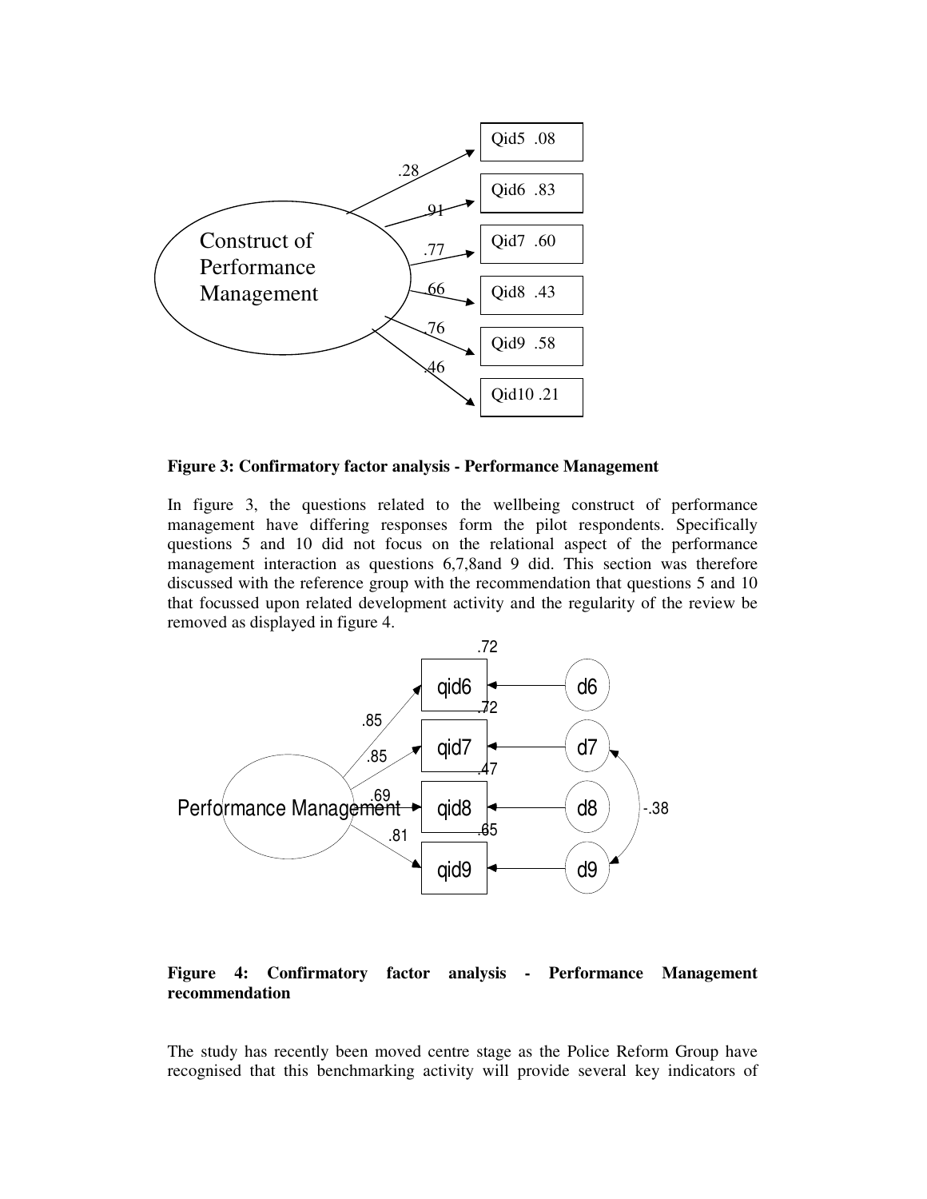**Figure 3: Confirmatory factor analysis - Performance Management**

In figure 3, the questions related to the wellbeing construct of performance management have differing responses form the pilot respondents. Specifically questions 5 and 10 did not focus on the relational aspect of the performance management interaction as questions 6,7,8and 9 did. This section was therefore discussed with the reference group with the recommendation that questions 5 and 10 that focussed upon related development activity and the regularity of the review be removed as displayed in figure 4.

**Figure 4: Confirmatory factor analysis - Performance Management recommendation**

The study has recently been moved centre stage as the Police Reform Group have recognised that this benchmarking activity will provide several key indicators of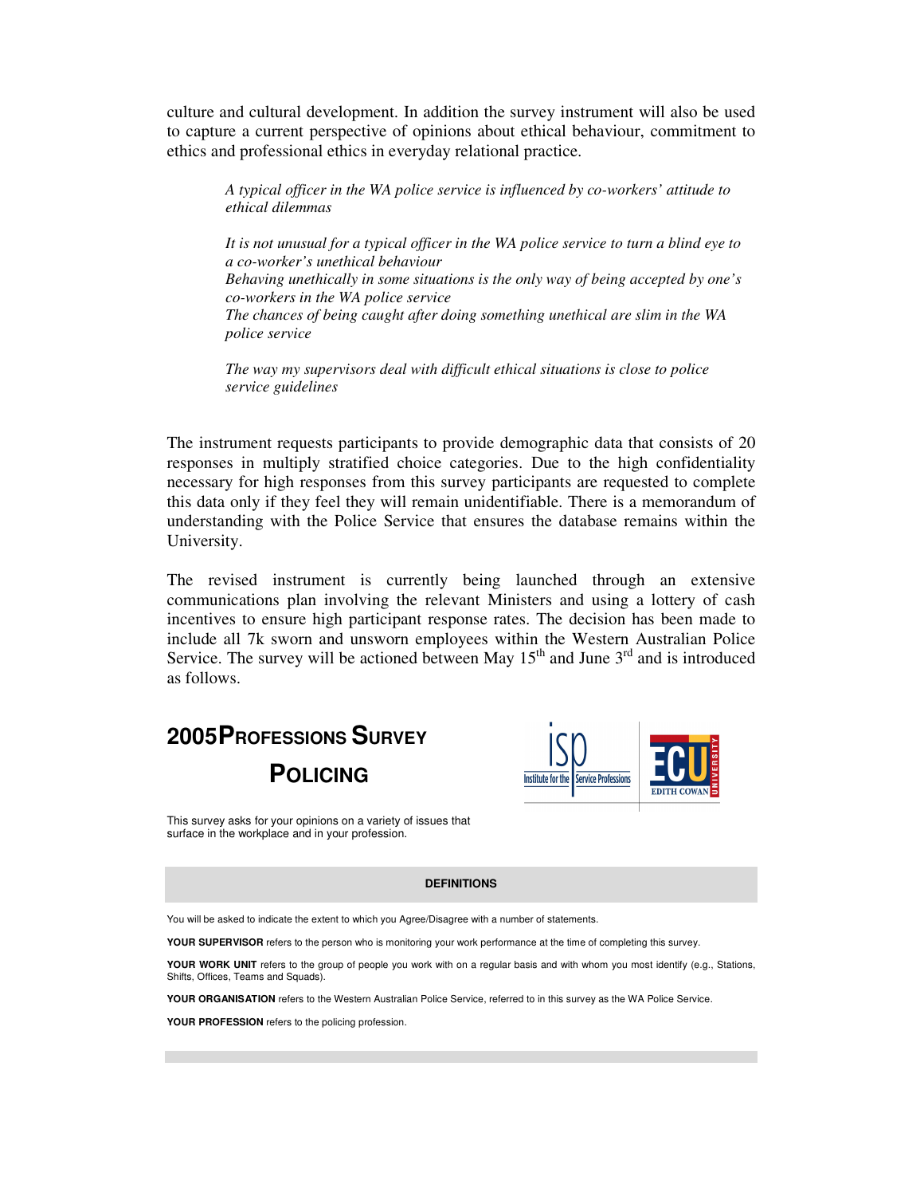culture and cultural development. In addition the survey instrument will also be used to capture a current perspective of opinions about ethical behaviour, commitment to ethics and professional ethics in everyday relational practice.

> *A typical officer in the WA police service is influenced by co-workers' attitude to ethical dilemmas*
>
> *It is not unusual for a typical officer in the WA police service to turn a blind eye to a co-worker's unethical behaviour*
> *Behaving unethically in some situations is the only way of being accepted by one's co-workers in the WA police service*
> *The chances of being caught after doing something unethical are slim in the WA police service*
>
> *The way my supervisors deal with difficult ethical situations is close to police service guidelines*

The instrument requests participants to provide demographic data that consists of 20 responses in multiply stratified choice categories. Due to the high confidentiality necessary for high responses from this survey participants are requested to complete this data only if they feel they will remain unidentifiable. There is a memorandum of understanding with the Police Service that ensures the database remains within the University.

The revised instrument is currently being launched through an extensive communications plan involving the relevant Ministers and using a lottery of cash incentives to ensure high participant response rates. The decision has been made to include all 7k sworn and unsworn employees within the Western Australian Police Service. The survey will be actioned between May 15th and June 3rd and is introduced as follows.

## 2005 PROFESSIONS SURVEY

## POLICING

isp Institute for the Service Professions — ECU EDITH COWAN UNIVERSITY

This survey asks for your opinions on a variety of issues that surface in the workplace and in your profession.

**DEFINITIONS**

You will be asked to indicate the extent to which you Agree/Disagree with a number of statements.

**YOUR SUPERVISOR** refers to the person who is monitoring your work performance at the time of completing this survey.

**YOUR WORK UNIT** refers to the group of people you work with on a regular basis and with whom you most identify (e.g., Stations, Shifts, Offices, Teams and Squads).

**YOUR ORGANISATION** refers to the Western Australian Police Service, referred to in this survey as the WA Police Service.

**YOUR PROFESSION** refers to the policing profession.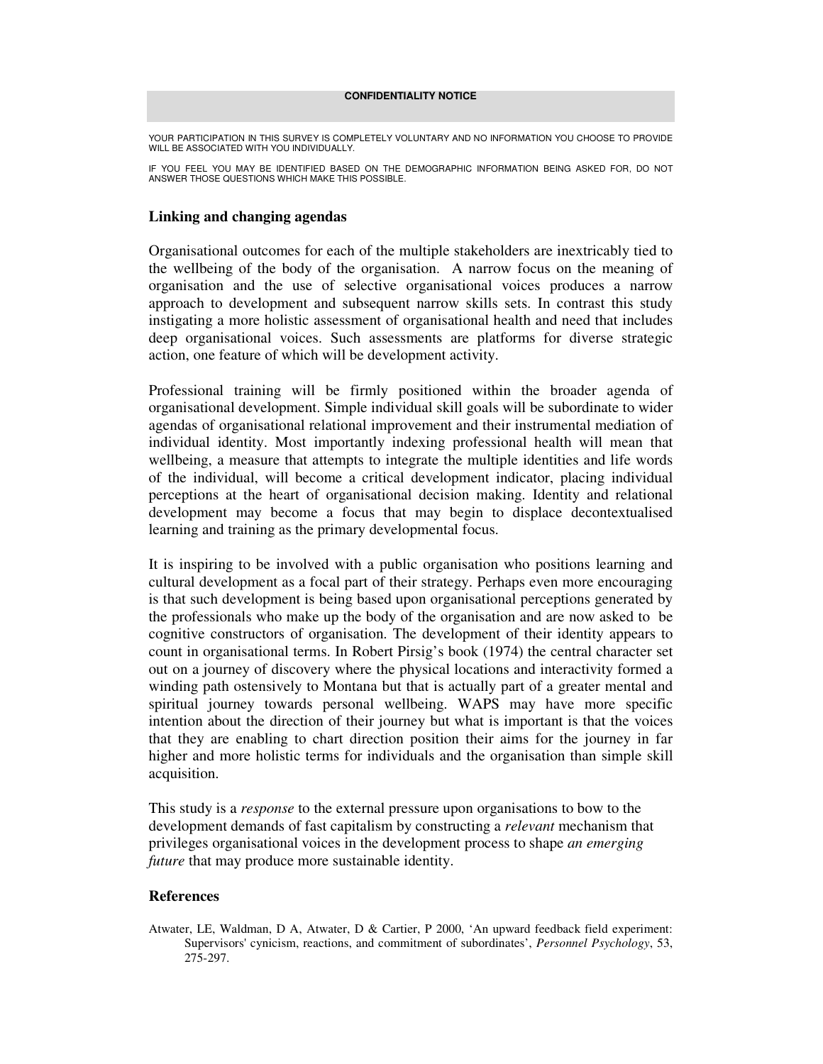**CONFIDENTIALITY NOTICE**

YOUR PARTICIPATION IN THIS SURVEY IS COMPLETELY VOLUNTARY AND NO INFORMATION YOU CHOOSE TO PROVIDE WILL BE ASSOCIATED WITH YOU INDIVIDUALLY.

IF YOU FEEL YOU MAY BE IDENTIFIED BASED ON THE DEMOGRAPHIC INFORMATION BEING ASKED FOR, DO NOT ANSWER THOSE QUESTIONS WHICH MAKE THIS POSSIBLE.

### Linking and changing agendas

Organisational outcomes for each of the multiple stakeholders are inextricably tied to the wellbeing of the body of the organisation. A narrow focus on the meaning of organisation and the use of selective organisational voices produces a narrow approach to development and subsequent narrow skills sets. In contrast this study instigating a more holistic assessment of organisational health and need that includes deep organisational voices. Such assessments are platforms for diverse strategic action, one feature of which will be development activity.

Professional training will be firmly positioned within the broader agenda of organisational development. Simple individual skill goals will be subordinate to wider agendas of organisational relational improvement and their instrumental mediation of individual identity. Most importantly indexing professional health will mean that wellbeing, a measure that attempts to integrate the multiple identities and life words of the individual, will become a critical development indicator, placing individual perceptions at the heart of organisational decision making. Identity and relational development may become a focus that may begin to displace decontextualised learning and training as the primary developmental focus.

It is inspiring to be involved with a public organisation who positions learning and cultural development as a focal part of their strategy. Perhaps even more encouraging is that such development is being based upon organisational perceptions generated by the professionals who make up the body of the organisation and are now asked to be cognitive constructors of organisation. The development of their identity appears to count in organisational terms. In Robert Pirsig's book (1974) the central character set out on a journey of discovery where the physical locations and interactivity formed a winding path ostensively to Montana but that is actually part of a greater mental and spiritual journey towards personal wellbeing. WAPS may have more specific intention about the direction of their journey but what is important is that the voices that they are enabling to chart direction position their aims for the journey in far higher and more holistic terms for individuals and the organisation than simple skill acquisition.

This study is a *response* to the external pressure upon organisations to bow to the development demands of fast capitalism by constructing a *relevant* mechanism that privileges organisational voices in the development process to shape *an emerging future* that may produce more sustainable identity.

### References

Atwater, LE, Waldman, D A, Atwater, D & Cartier, P 2000, 'An upward feedback field experiment: Supervisors' cynicism, reactions, and commitment of subordinates', *Personnel Psychology*, 53, 275-297.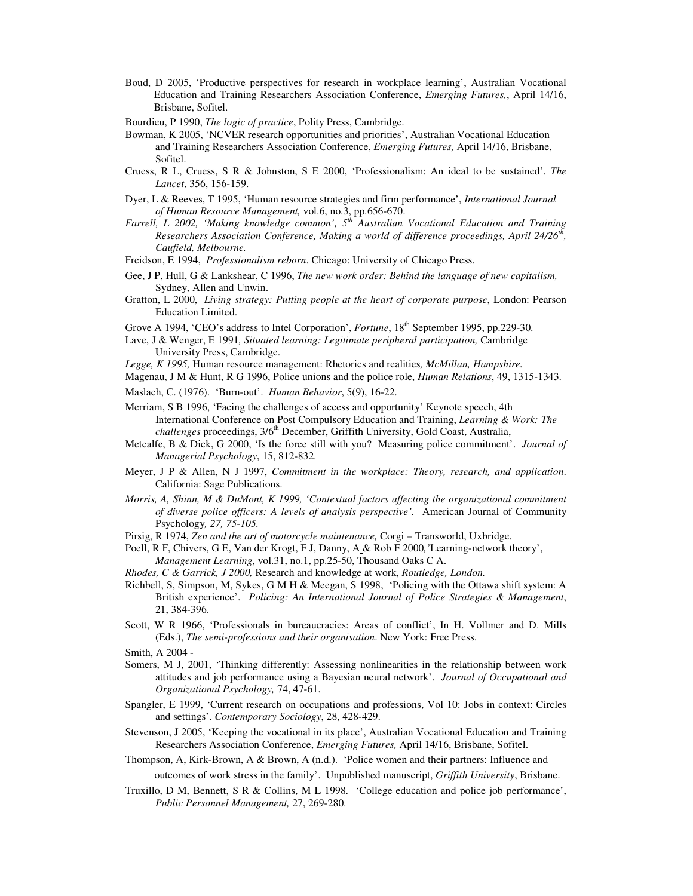Boud, D 2005, 'Productive perspectives for research in workplace learning', Australian Vocational Education and Training Researchers Association Conference, *Emerging Futures,*, April 14/16, Brisbane, Sofitel.

Bourdieu, P 1990, *The logic of practice*, Polity Press, Cambridge.

Bowman, K 2005, 'NCVER research opportunities and priorities', Australian Vocational Education and Training Researchers Association Conference, *Emerging Futures,* April 14/16, Brisbane, Sofitel.

Cruess, R L, Cruess, S R & Johnston, S E 2000, 'Professionalism: An ideal to be sustained'. *The Lancet*, 356, 156-159.

Dyer, L & Reeves, T 1995, 'Human resource strategies and firm performance', *International Journal of Human Resource Management,* vol.6, no.3, pp.656-670.

*Farrell, L 2002, 'Making knowledge common', 5th Australian Vocational Education and Training Researchers Association Conference, Making a world of difference proceedings, April 24/26th, Caufield, Melbourne.*

Freidson, E 1994, *Professionalism reborn*. Chicago: University of Chicago Press.

Gee, J P, Hull, G & Lankshear, C 1996, *The new work order: Behind the language of new capitalism,* Sydney, Allen and Unwin.

Gratton, L 2000, *Living strategy: Putting people at the heart of corporate purpose*, London: Pearson Education Limited.

Grove A 1994, 'CEO's address to Intel Corporation', *Fortune*, 18th September 1995, pp.229-30.

Lave, J & Wenger, E 1991*, Situated learning: Legitimate peripheral participation,* Cambridge University Press, Cambridge.

*Legge, K 1995,* Human resource management: Rhetorics and realities*, McMillan, Hampshire.*

Magenau, J M & Hunt, R G 1996, Police unions and the police role, *Human Relations*, 49, 1315-1343.

Maslach, C. (1976). 'Burn-out'. *Human Behavior*, 5(9), 16-22.

Merriam, S B 1996, 'Facing the challenges of access and opportunity' Keynote speech, 4th International Conference on Post Compulsory Education and Training, *Learning & Work: The challenges* proceedings, 3/6th December, Griffith University, Gold Coast, Australia,

Metcalfe, B & Dick, G 2000, 'Is the force still with you? Measuring police commitment'. *Journal of Managerial Psychology*, 15, 812-832.

Meyer, J P & Allen, N J 1997, *Commitment in the workplace: Theory, research, and application*. California: Sage Publications.

*Morris, A, Shinn, M & DuMont, K 1999, 'Contextual factors affecting the organizational commitment of diverse police officers: A levels of analysis perspective'.* American Journal of Community Psychology*, 27, 75-105.*

Pirsig, R 1974, *Zen and the art of motorcycle maintenance,* Corgi – Transworld, Uxbridge.

Poell, R F, Chivers, G E, Van der Krogt, F J, Danny, A & Rob F 2000*,*'Learning-network theory', *Management Learning*, vol.31, no.1, pp.25-50, Thousand Oaks C A.

*Rhodes, C & Garrick, J 2000,* Research and knowledge at work, *Routledge, London.*

Richbell, S, Simpson, M, Sykes, G M H & Meegan, S 1998, 'Policing with the Ottawa shift system: A British experience'. *Policing: An International Journal of Police Strategies & Management*, 21, 384-396.

Scott, W R 1966, 'Professionals in bureaucracies: Areas of conflict', In H. Vollmer and D. Mills (Eds.), *The semi-professions and their organisation*. New York: Free Press.

Smith, A 2004 -

Somers, M J, 2001, 'Thinking differently: Assessing nonlinearities in the relationship between work attitudes and job performance using a Bayesian neural network'. *Journal of Occupational and Organizational Psychology,* 74, 47-61.

Spangler, E 1999, 'Current research on occupations and professions, Vol 10: Jobs in context: Circles and settings'. *Contemporary Sociology*, 28, 428-429.

Stevenson, J 2005, 'Keeping the vocational in its place', Australian Vocational Education and Training Researchers Association Conference, *Emerging Futures,* April 14/16, Brisbane, Sofitel.

Thompson, A, Kirk-Brown, A & Brown, A (n.d.). 'Police women and their partners: Influence and outcomes of work stress in the family'. Unpublished manuscript, *Griffith University*, Brisbane.

Truxillo, D M, Bennett, S R & Collins, M L 1998. 'College education and police job performance', *Public Personnel Management,* 27, 269-280.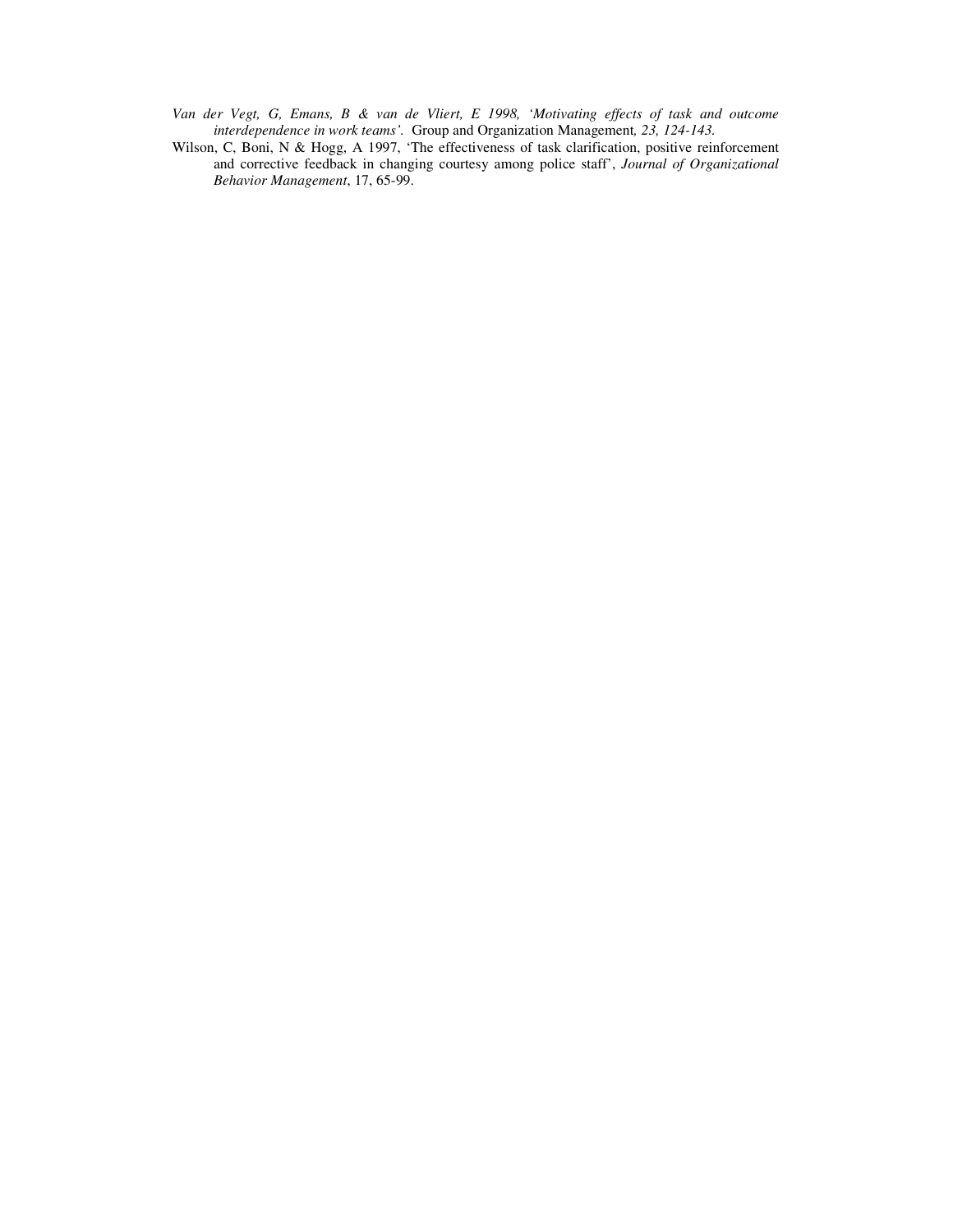*Van der Vegt, G, Emans, B & van de Vliert, E 1998, 'Motivating effects of task and outcome interdependence in work teams'.* Group and Organization Management*, 23, 124-143.*

Wilson, C, Boni, N & Hogg, A 1997, 'The effectiveness of task clarification, positive reinforcement and corrective feedback in changing courtesy among police staff', *Journal of Organizational Behavior Management*, 17, 65-99.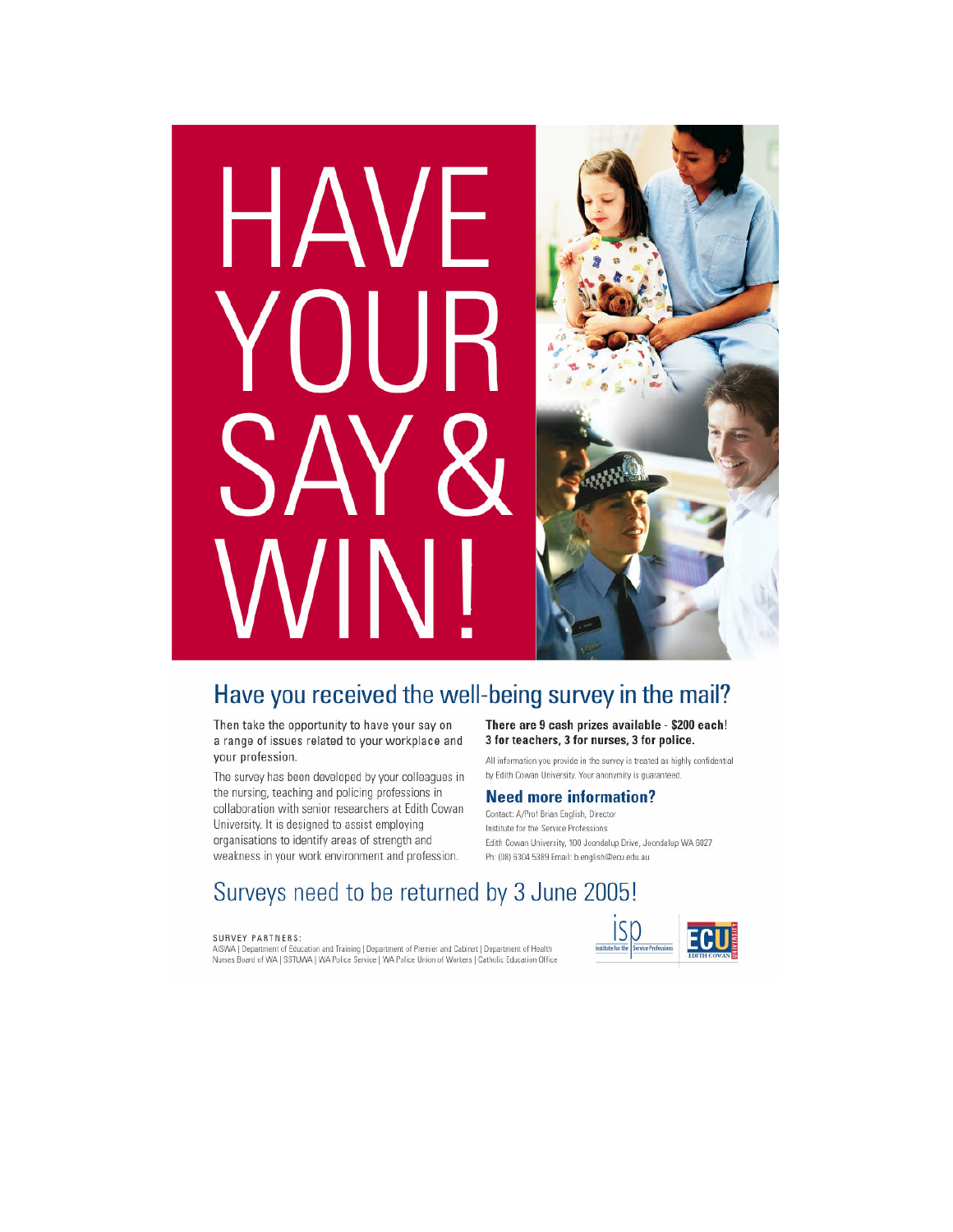# HAVE YOUR SAY & WIN!

## Have you received the well-being survey in the mail?

Then take the opportunity to have your say on a range of issues related to your workplace and your profession.

The survey has been developed by your colleagues in the nursing, teaching and policing professions in collaboration with senior researchers at Edith Cowan University. It is designed to assist employing organisations to identify areas of strength and weakness in your work environment and profession.

**There are 9 cash prizes available - $200 each! 3 for teachers, 3 for nurses, 3 for police.**

All information you provide in the survey is treated as highly confidential by Edith Cowan University. Your anonymity is guaranteed.

### Need more information?

Contact: A/Prof Brian English, Director
Institute for the Service Professions
Edith Cowan University, 100 Joondalup Drive, Joondalup WA 6027
Ph: (08) 6304 5389 Email: b.english@ecu.edu.au

## Surveys need to be returned by 3 June 2005!

SURVEY PARTNERS:
AISWA | Department of Education and Training | Department of Premier and Cabinet | Department of Health
Nurses Board of WA | SSTUWA | WA Police Service | WA Police Union of Workers | Catholic Education Office

isp Institute for the Service Professions

ECU EDITH COWAN UNIVERSITY